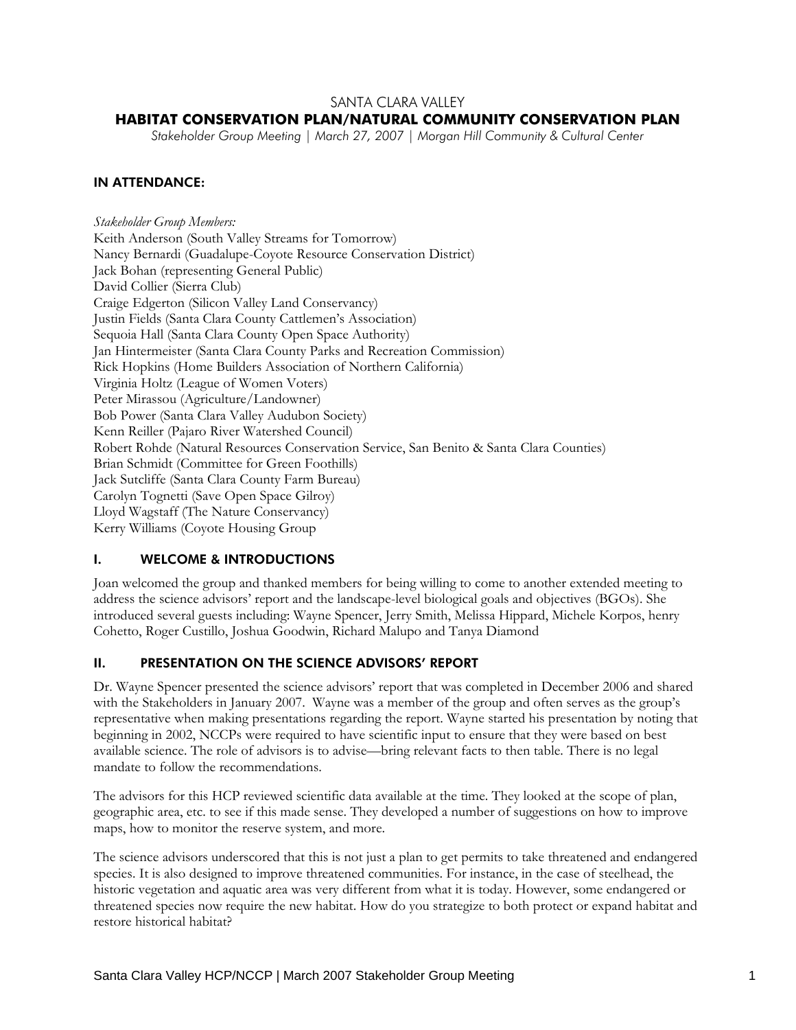SANTA CLARA VALLEY

# HABITAT CONSERVATION PLAN/NATURAL COMMUNITY CONSERVATION PLAN

*Stakeholder Group Meeting | March 27, 2007 | Morgan Hill Community & Cultural Center*

## IN ATTENDANCE:

*Stakeholder Group Members:*
Keith Anderson (South Valley Streams for Tomorrow)
Nancy Bernardi (Guadalupe-Coyote Resource Conservation District)
Jack Bohan (representing General Public)
David Collier (Sierra Club)
Craige Edgerton (Silicon Valley Land Conservancy)
Justin Fields (Santa Clara County Cattlemen's Association)
Sequoia Hall (Santa Clara County Open Space Authority)
Jan Hintermeister (Santa Clara County Parks and Recreation Commission)
Rick Hopkins (Home Builders Association of Northern California)
Virginia Holtz (League of Women Voters)
Peter Mirassou (Agriculture/Landowner)
Bob Power (Santa Clara Valley Audubon Society)
Kenn Reiller (Pajaro River Watershed Council)
Robert Rohde (Natural Resources Conservation Service, San Benito & Santa Clara Counties)
Brian Schmidt (Committee for Green Foothills)
Jack Sutcliffe (Santa Clara County Farm Bureau)
Carolyn Tognetti (Save Open Space Gilroy)
Lloyd Wagstaff (The Nature Conservancy)
Kerry Williams (Coyote Housing Group

## I. WELCOME & INTRODUCTIONS

Joan welcomed the group and thanked members for being willing to come to another extended meeting to address the science advisors' report and the landscape-level biological goals and objectives (BGOs). She introduced several guests including: Wayne Spencer, Jerry Smith, Melissa Hippard, Michele Korpos, henry Cohetto, Roger Custillo, Joshua Goodwin, Richard Malupo and Tanya Diamond

## II. PRESENTATION ON THE SCIENCE ADVISORS' REPORT

Dr. Wayne Spencer presented the science advisors' report that was completed in December 2006 and shared with the Stakeholders in January 2007. Wayne was a member of the group and often serves as the group's representative when making presentations regarding the report. Wayne started his presentation by noting that beginning in 2002, NCCPs were required to have scientific input to ensure that they were based on best available science. The role of advisors is to advise—bring relevant facts to then table. There is no legal mandate to follow the recommendations.

The advisors for this HCP reviewed scientific data available at the time. They looked at the scope of plan, geographic area, etc. to see if this made sense. They developed a number of suggestions on how to improve maps, how to monitor the reserve system, and more.

The science advisors underscored that this is not just a plan to get permits to take threatened and endangered species. It is also designed to improve threatened communities. For instance, in the case of steelhead, the historic vegetation and aquatic area was very different from what it is today. However, some endangered or threatened species now require the new habitat. How do you strategize to both protect or expand habitat and restore historical habitat?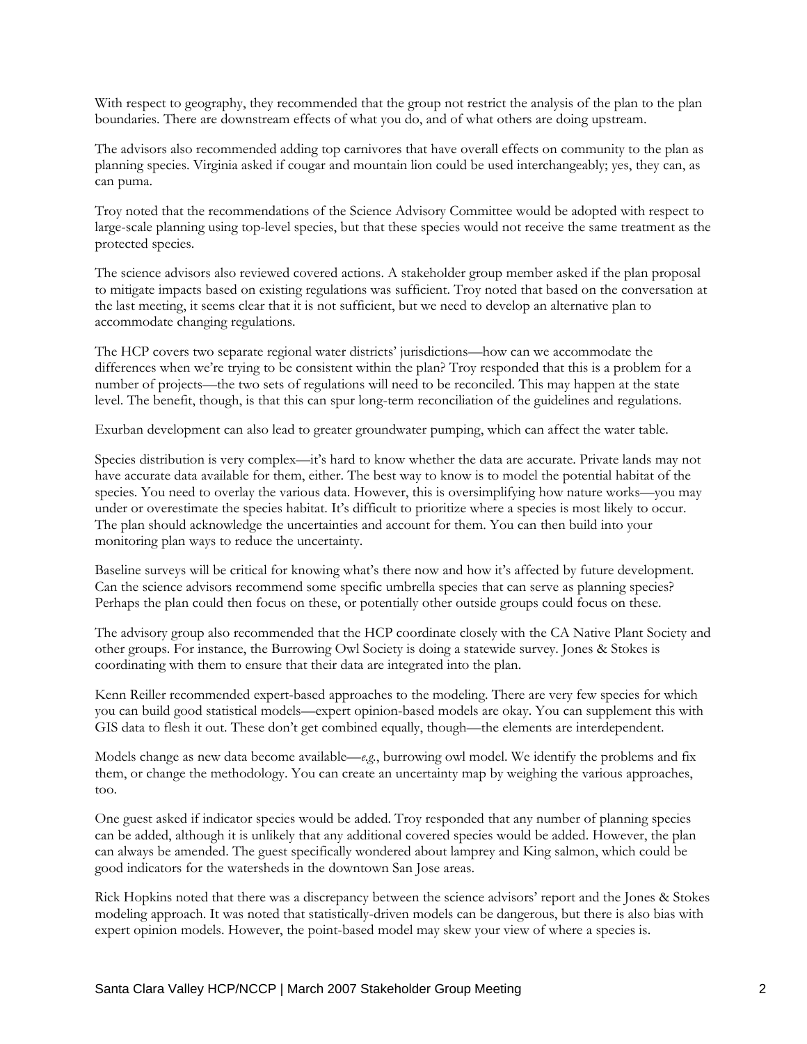With respect to geography, they recommended that the group not restrict the analysis of the plan to the plan boundaries. There are downstream effects of what you do, and of what others are doing upstream.

The advisors also recommended adding top carnivores that have overall effects on community to the plan as planning species. Virginia asked if cougar and mountain lion could be used interchangeably; yes, they can, as can puma.

Troy noted that the recommendations of the Science Advisory Committee would be adopted with respect to large-scale planning using top-level species, but that these species would not receive the same treatment as the protected species.

The science advisors also reviewed covered actions. A stakeholder group member asked if the plan proposal to mitigate impacts based on existing regulations was sufficient. Troy noted that based on the conversation at the last meeting, it seems clear that it is not sufficient, but we need to develop an alternative plan to accommodate changing regulations.

The HCP covers two separate regional water districts' jurisdictions—how can we accommodate the differences when we're trying to be consistent within the plan? Troy responded that this is a problem for a number of projects—the two sets of regulations will need to be reconciled. This may happen at the state level. The benefit, though, is that this can spur long-term reconciliation of the guidelines and regulations.

Exurban development can also lead to greater groundwater pumping, which can affect the water table.

Species distribution is very complex—it's hard to know whether the data are accurate. Private lands may not have accurate data available for them, either. The best way to know is to model the potential habitat of the species. You need to overlay the various data. However, this is oversimplifying how nature works—you may under or overestimate the species habitat. It's difficult to prioritize where a species is most likely to occur. The plan should acknowledge the uncertainties and account for them. You can then build into your monitoring plan ways to reduce the uncertainty.

Baseline surveys will be critical for knowing what's there now and how it's affected by future development. Can the science advisors recommend some specific umbrella species that can serve as planning species? Perhaps the plan could then focus on these, or potentially other outside groups could focus on these.

The advisory group also recommended that the HCP coordinate closely with the CA Native Plant Society and other groups. For instance, the Burrowing Owl Society is doing a statewide survey. Jones & Stokes is coordinating with them to ensure that their data are integrated into the plan.

Kenn Reiller recommended expert-based approaches to the modeling. There are very few species for which you can build good statistical models—expert opinion-based models are okay. You can supplement this with GIS data to flesh it out. These don't get combined equally, though—the elements are interdependent.

Models change as new data become available—*e.g.*, burrowing owl model. We identify the problems and fix them, or change the methodology. You can create an uncertainty map by weighing the various approaches, too.

One guest asked if indicator species would be added. Troy responded that any number of planning species can be added, although it is unlikely that any additional covered species would be added. However, the plan can always be amended. The guest specifically wondered about lamprey and King salmon, which could be good indicators for the watersheds in the downtown San Jose areas.

Rick Hopkins noted that there was a discrepancy between the science advisors' report and the Jones & Stokes modeling approach. It was noted that statistically-driven models can be dangerous, but there is also bias with expert opinion models. However, the point-based model may skew your view of where a species is.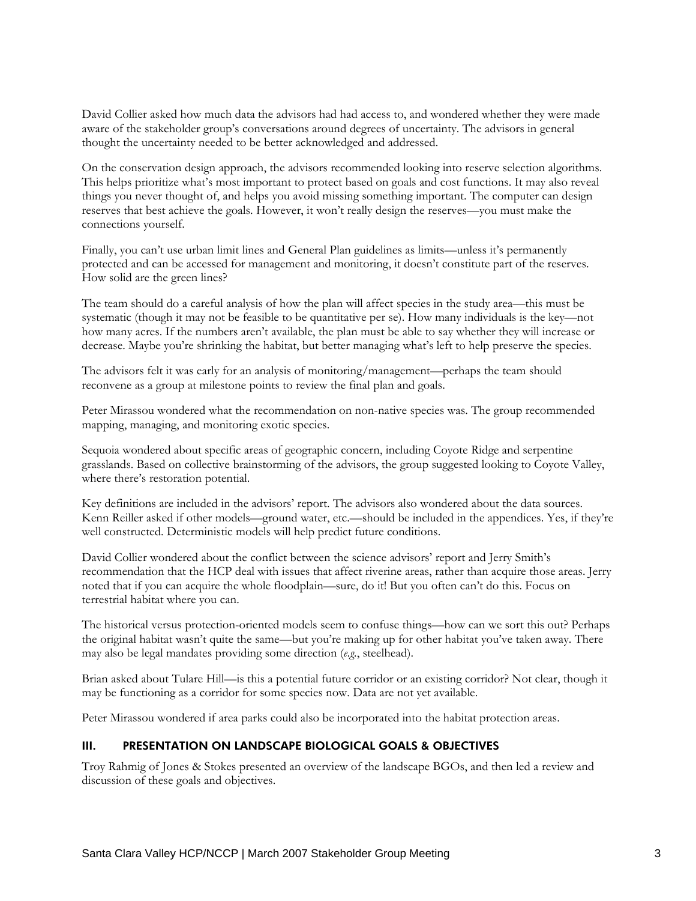David Collier asked how much data the advisors had had access to, and wondered whether they were made aware of the stakeholder group's conversations around degrees of uncertainty. The advisors in general thought the uncertainty needed to be better acknowledged and addressed.

On the conservation design approach, the advisors recommended looking into reserve selection algorithms. This helps prioritize what's most important to protect based on goals and cost functions. It may also reveal things you never thought of, and helps you avoid missing something important. The computer can design reserves that best achieve the goals. However, it won't really design the reserves—you must make the connections yourself.

Finally, you can't use urban limit lines and General Plan guidelines as limits—unless it's permanently protected and can be accessed for management and monitoring, it doesn't constitute part of the reserves. How solid are the green lines?

The team should do a careful analysis of how the plan will affect species in the study area—this must be systematic (though it may not be feasible to be quantitative per se). How many individuals is the key—not how many acres. If the numbers aren't available, the plan must be able to say whether they will increase or decrease. Maybe you're shrinking the habitat, but better managing what's left to help preserve the species.

The advisors felt it was early for an analysis of monitoring/management—perhaps the team should reconvene as a group at milestone points to review the final plan and goals.

Peter Mirassou wondered what the recommendation on non-native species was. The group recommended mapping, managing, and monitoring exotic species.

Sequoia wondered about specific areas of geographic concern, including Coyote Ridge and serpentine grasslands. Based on collective brainstorming of the advisors, the group suggested looking to Coyote Valley, where there's restoration potential.

Key definitions are included in the advisors' report. The advisors also wondered about the data sources. Kenn Reiller asked if other models—ground water, etc.—should be included in the appendices. Yes, if they're well constructed. Deterministic models will help predict future conditions.

David Collier wondered about the conflict between the science advisors' report and Jerry Smith's recommendation that the HCP deal with issues that affect riverine areas, rather than acquire those areas. Jerry noted that if you can acquire the whole floodplain—sure, do it! But you often can't do this. Focus on terrestrial habitat where you can.

The historical versus protection-oriented models seem to confuse things—how can we sort this out? Perhaps the original habitat wasn't quite the same—but you're making up for other habitat you've taken away. There may also be legal mandates providing some direction (*e.g.*, steelhead).

Brian asked about Tulare Hill—is this a potential future corridor or an existing corridor? Not clear, though it may be functioning as a corridor for some species now. Data are not yet available.

Peter Mirassou wondered if area parks could also be incorporated into the habitat protection areas.

## III. PRESENTATION ON LANDSCAPE BIOLOGICAL GOALS & OBJECTIVES

Troy Rahmig of Jones & Stokes presented an overview of the landscape BGOs, and then led a review and discussion of these goals and objectives.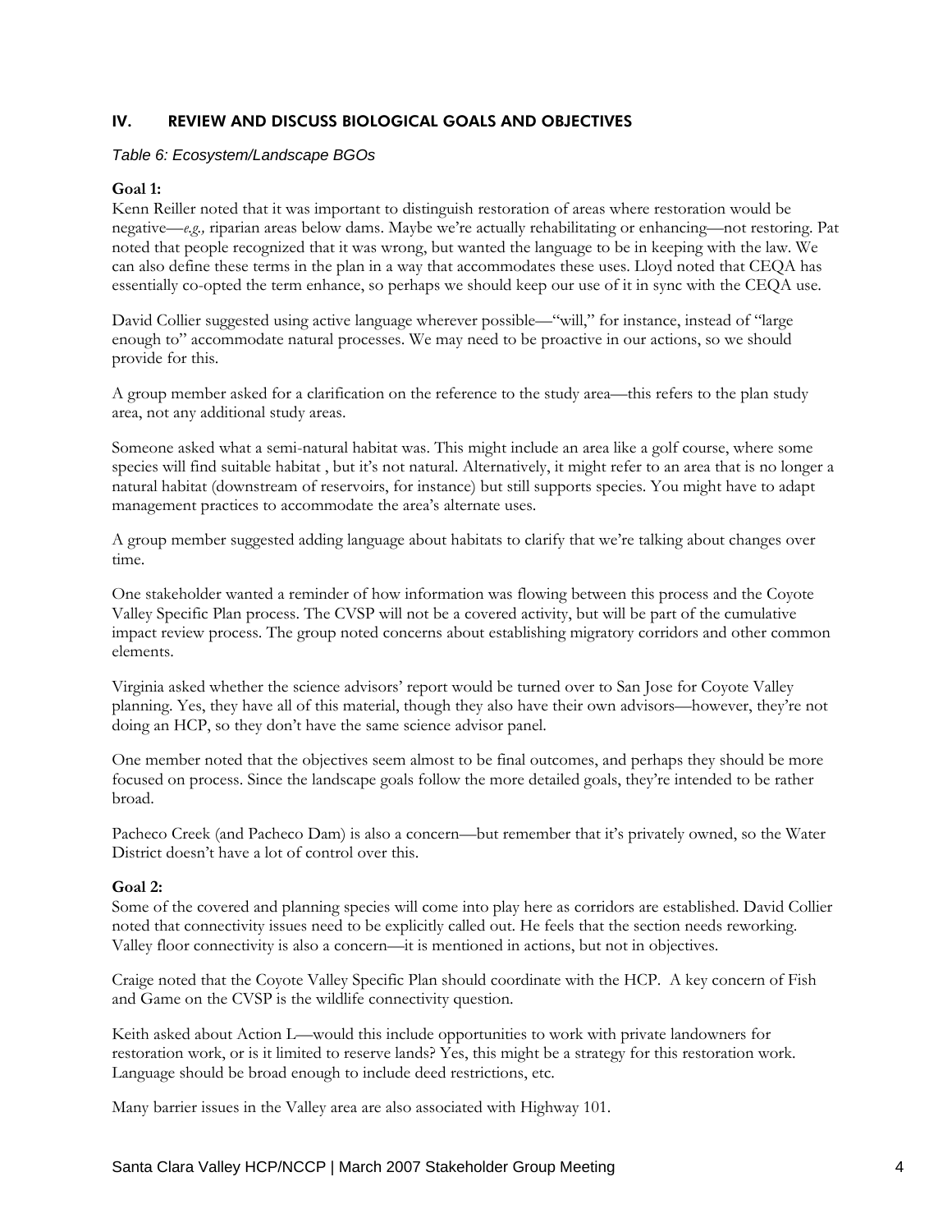## IV. REVIEW AND DISCUSS BIOLOGICAL GOALS AND OBJECTIVES

*Table 6: Ecosystem/Landscape BGOs*

**Goal 1:**

Kenn Reiller noted that it was important to distinguish restoration of areas where restoration would be negative—*e.g.,* riparian areas below dams. Maybe we're actually rehabilitating or enhancing—not restoring. Pat noted that people recognized that it was wrong, but wanted the language to be in keeping with the law. We can also define these terms in the plan in a way that accommodates these uses. Lloyd noted that CEQA has essentially co-opted the term enhance, so perhaps we should keep our use of it in sync with the CEQA use.

David Collier suggested using active language wherever possible—"will," for instance, instead of "large enough to" accommodate natural processes. We may need to be proactive in our actions, so we should provide for this.

A group member asked for a clarification on the reference to the study area—this refers to the plan study area, not any additional study areas.

Someone asked what a semi-natural habitat was. This might include an area like a golf course, where some species will find suitable habitat , but it's not natural. Alternatively, it might refer to an area that is no longer a natural habitat (downstream of reservoirs, for instance) but still supports species. You might have to adapt management practices to accommodate the area's alternate uses.

A group member suggested adding language about habitats to clarify that we're talking about changes over time.

One stakeholder wanted a reminder of how information was flowing between this process and the Coyote Valley Specific Plan process. The CVSP will not be a covered activity, but will be part of the cumulative impact review process. The group noted concerns about establishing migratory corridors and other common elements.

Virginia asked whether the science advisors' report would be turned over to San Jose for Coyote Valley planning. Yes, they have all of this material, though they also have their own advisors—however, they're not doing an HCP, so they don't have the same science advisor panel.

One member noted that the objectives seem almost to be final outcomes, and perhaps they should be more focused on process. Since the landscape goals follow the more detailed goals, they're intended to be rather broad.

Pacheco Creek (and Pacheco Dam) is also a concern—but remember that it's privately owned, so the Water District doesn't have a lot of control over this.

**Goal 2:**

Some of the covered and planning species will come into play here as corridors are established. David Collier noted that connectivity issues need to be explicitly called out. He feels that the section needs reworking. Valley floor connectivity is also a concern—it is mentioned in actions, but not in objectives.

Craige noted that the Coyote Valley Specific Plan should coordinate with the HCP. A key concern of Fish and Game on the CVSP is the wildlife connectivity question.

Keith asked about Action L—would this include opportunities to work with private landowners for restoration work, or is it limited to reserve lands? Yes, this might be a strategy for this restoration work. Language should be broad enough to include deed restrictions, etc.

Many barrier issues in the Valley area are also associated with Highway 101.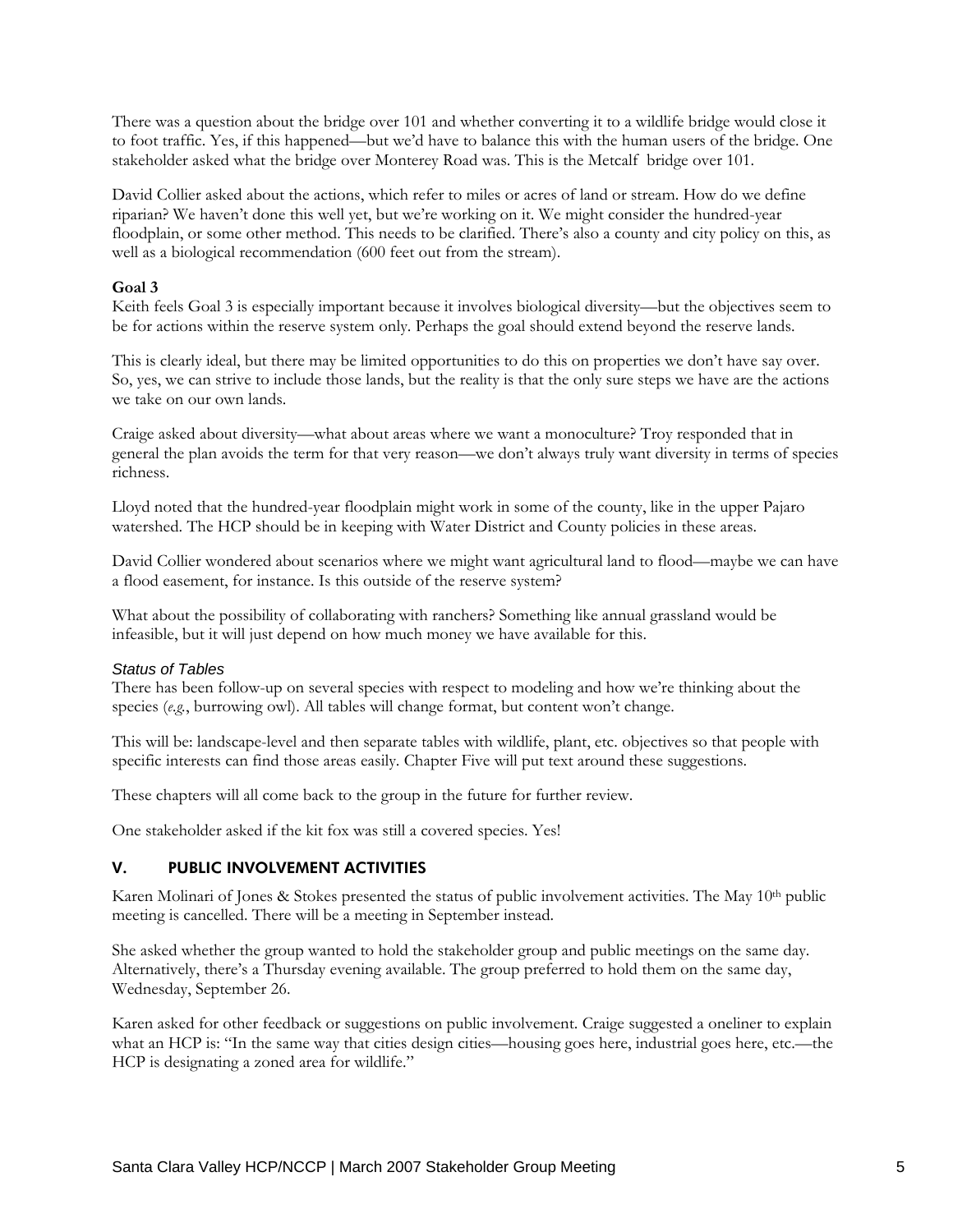There was a question about the bridge over 101 and whether converting it to a wildlife bridge would close it to foot traffic. Yes, if this happened—but we'd have to balance this with the human users of the bridge. One stakeholder asked what the bridge over Monterey Road was. This is the Metcalf bridge over 101.

David Collier asked about the actions, which refer to miles or acres of land or stream. How do we define riparian? We haven't done this well yet, but we're working on it. We might consider the hundred-year floodplain, or some other method. This needs to be clarified. There's also a county and city policy on this, as well as a biological recommendation (600 feet out from the stream).

**Goal 3**

Keith feels Goal 3 is especially important because it involves biological diversity—but the objectives seem to be for actions within the reserve system only. Perhaps the goal should extend beyond the reserve lands.

This is clearly ideal, but there may be limited opportunities to do this on properties we don't have say over. So, yes, we can strive to include those lands, but the reality is that the only sure steps we have are the actions we take on our own lands.

Craige asked about diversity—what about areas where we want a monoculture? Troy responded that in general the plan avoids the term for that very reason—we don't always truly want diversity in terms of species richness.

Lloyd noted that the hundred-year floodplain might work in some of the county, like in the upper Pajaro watershed. The HCP should be in keeping with Water District and County policies in these areas.

David Collier wondered about scenarios where we might want agricultural land to flood—maybe we can have a flood easement, for instance. Is this outside of the reserve system?

What about the possibility of collaborating with ranchers? Something like annual grassland would be infeasible, but it will just depend on how much money we have available for this.

*Status of Tables*

There has been follow-up on several species with respect to modeling and how we're thinking about the species (*e.g.*, burrowing owl). All tables will change format, but content won't change.

This will be: landscape-level and then separate tables with wildlife, plant, etc. objectives so that people with specific interests can find those areas easily. Chapter Five will put text around these suggestions.

These chapters will all come back to the group in the future for further review.

One stakeholder asked if the kit fox was still a covered species. Yes!

## V. PUBLIC INVOLVEMENT ACTIVITIES

Karen Molinari of Jones & Stokes presented the status of public involvement activities. The May 10th public meeting is cancelled. There will be a meeting in September instead.

She asked whether the group wanted to hold the stakeholder group and public meetings on the same day. Alternatively, there's a Thursday evening available. The group preferred to hold them on the same day, Wednesday, September 26.

Karen asked for other feedback or suggestions on public involvement. Craige suggested a oneliner to explain what an HCP is: "In the same way that cities design cities—housing goes here, industrial goes here, etc.—the HCP is designating a zoned area for wildlife."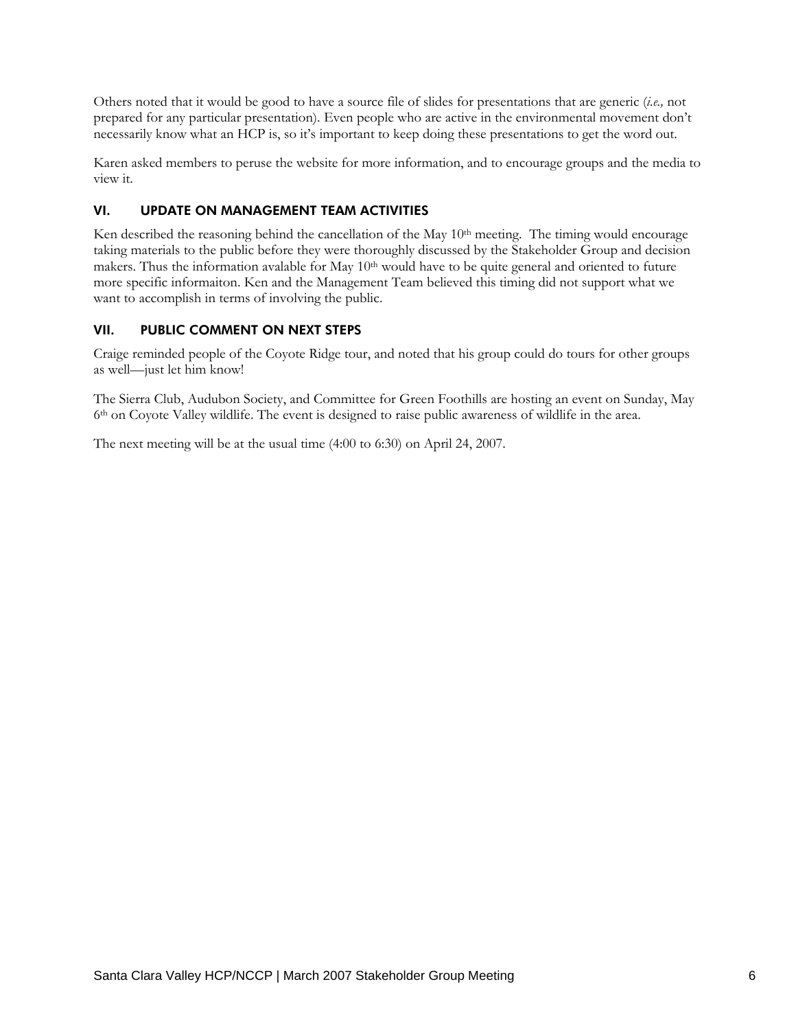Others noted that it would be good to have a source file of slides for presentations that are generic (*i.e.,* not prepared for any particular presentation). Even people who are active in the environmental movement don't necessarily know what an HCP is, so it's important to keep doing these presentations to get the word out.

Karen asked members to peruse the website for more information, and to encourage groups and the media to view it.

## VI. UPDATE ON MANAGEMENT TEAM ACTIVITIES

Ken described the reasoning behind the cancellation of the May 10th meeting. The timing would encourage taking materials to the public before they were thoroughly discussed by the Stakeholder Group and decision makers. Thus the information avalable for May 10th would have to be quite general and oriented to future more specific informaiton. Ken and the Management Team believed this timing did not support what we want to accomplish in terms of involving the public.

## VII. PUBLIC COMMENT ON NEXT STEPS

Craige reminded people of the Coyote Ridge tour, and noted that his group could do tours for other groups as well—just let him know!

The Sierra Club, Audubon Society, and Committee for Green Foothills are hosting an event on Sunday, May 6th on Coyote Valley wildlife. The event is designed to raise public awareness of wildlife in the area.

The next meeting will be at the usual time (4:00 to 6:30) on April 24, 2007.